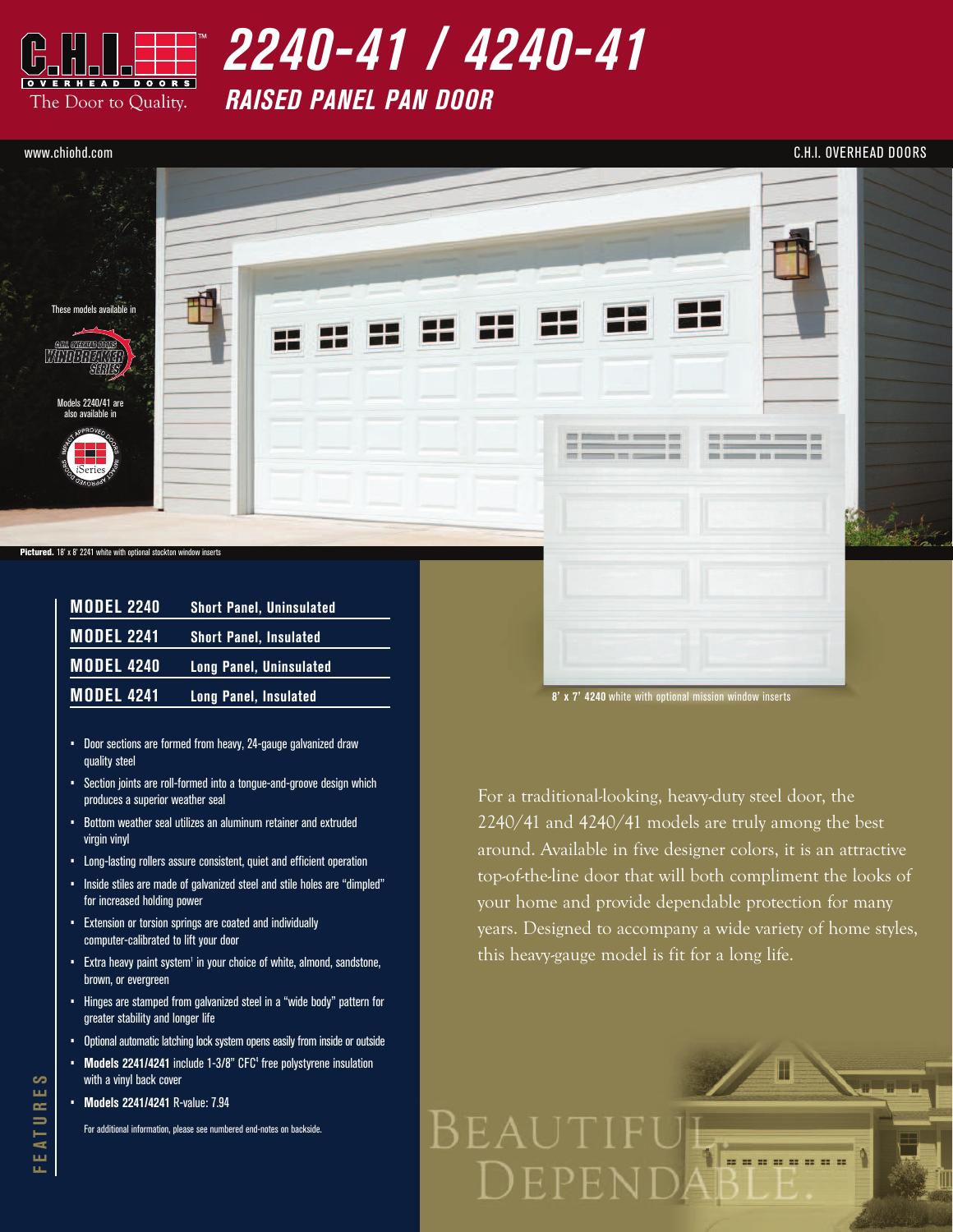# 2240-41 / 4240-41

## RAISED PANEL PAN DOOR

C.H.I. OVERHEAD DOORS

The Door to Quality.

www.chiohd.com

These models available in C.H.I. OVERHEAD DOORS WINDBREAKER SERIES

Models 2240/41 are also available in iSeries

**Pictured.** 18' x 8' 2241 white with optional stockton window inserts

**8' x 7' 4240** white with optional mission window inserts

| | |
|---|---|
| **MODEL 2240** | **Short Panel, Uninsulated** |
| **MODEL 2241** | **Short Panel, Insulated** |
| **MODEL 4240** | **Long Panel, Uninsulated** |
| **MODEL 4241** | **Long Panel, Insulated** |

### FEATURES

- Door sections are formed from heavy, 24-gauge galvanized draw quality steel
- Section joints are roll-formed into a tongue-and-groove design which produces a superior weather seal
- Bottom weather seal utilizes an aluminum retainer and extruded virgin vinyl
- Long-lasting rollers assure consistent, quiet and efficient operation
- Inside stiles are made of galvanized steel and stile holes are "dimpled" for increased holding power
- Extension or torsion springs are coated and individually computer-calibrated to lift your door
- Extra heavy paint system[1] in your choice of white, almond, sandstone, brown, or evergreen
- Hinges are stamped from galvanized steel in a "wide body" pattern for greater stability and longer life
- Optional automatic latching lock system opens easily from inside or outside
- **Models 2241/4241** include 1-3/8" CFC[4] free polystyrene insulation with a vinyl back cover
- **Models 2241/4241** R-value: 7.94

For additional information, please see numbered end-notes on backside.

For a traditional-looking, heavy-duty steel door, the 2240/41 and 4240/41 models are truly among the best around. Available in five designer colors, it is an attractive top-of-the-line door that will both compliment the looks of your home and provide dependable protection for many years. Designed to accompany a wide variety of home styles, this heavy-gauge model is fit for a long life.

BEAUTIFUL. DEPENDABLE.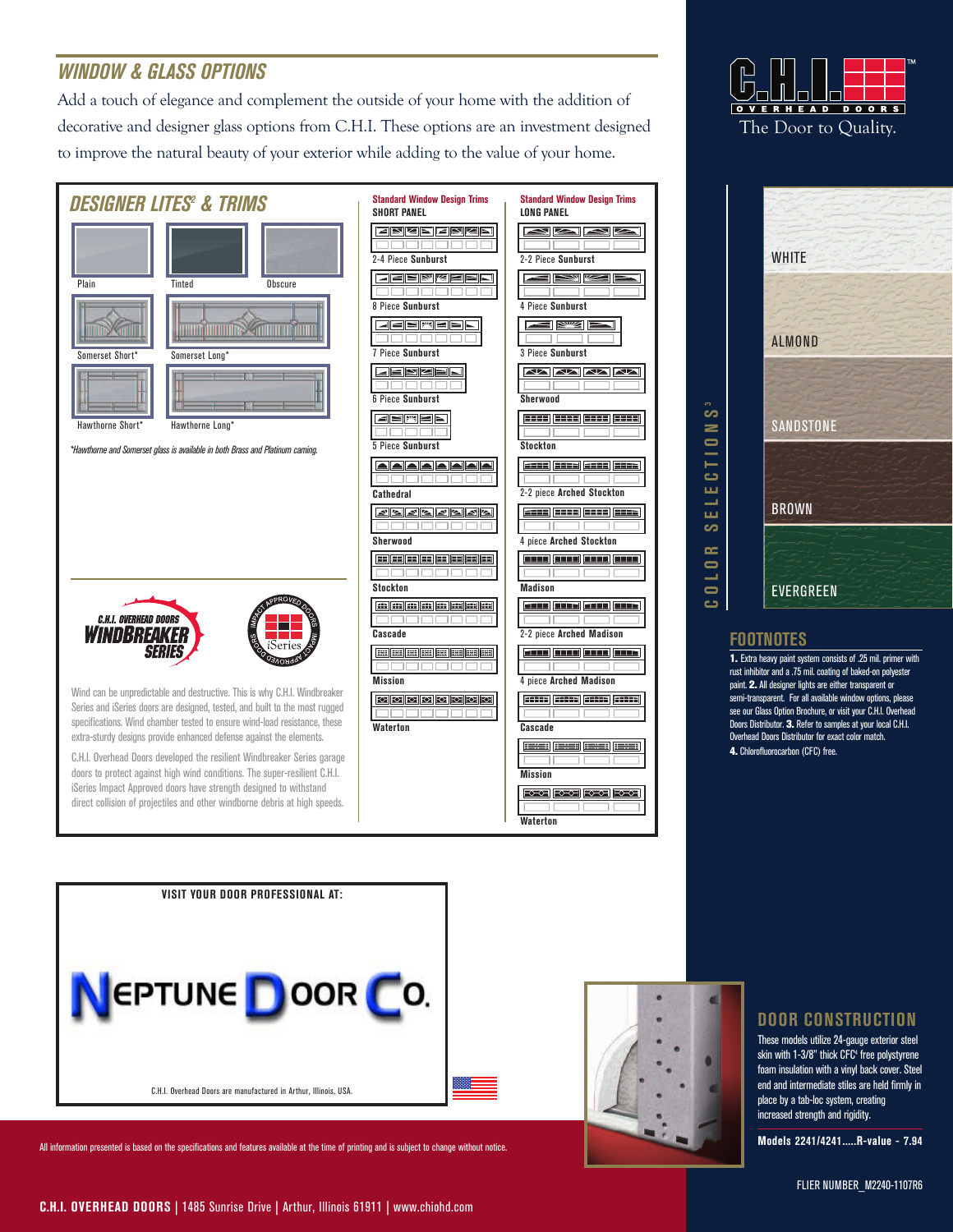## WINDOW & GLASS OPTIONS

Add a touch of elegance and complement the outside of your home with the addition of decorative and designer glass options from C.H.I. These options are an investment designed to improve the natural beauty of your exterior while adding to the value of your home.

### DESIGNER LITES[2] & TRIMS

Plain

Tinted

Obscure

Somerset Short*

Somerset Long*

Hawthorne Short*

Hawthorne Long*

*Hawthorne and Somerset glass is available in both Brass and Platinum caming.*

C.H.I. OVERHEAD DOORS WINDBREAKER SERIES

IMPACT APPROVED DOORS iSeries

Wind can be unpredictable and destructive. This is why C.H.I. Windbreaker Series and iSeries doors are designed, tested, and built to the most rugged specifications. Wind chamber tested to ensure wind-load resistance, these extra-sturdy designs provide enhanced defense against the elements.

C.H.I. Overhead Doors developed the resilient Windbreaker Series garage doors to protect against high wind conditions. The super-resilient C.H.I. iSeries Impact Approved doors have strength designed to withstand direct collision of projectiles and other windborne debris at high speeds.

#### Standard Window Design Trims — SHORT PANEL

- 2-4 Piece **Sunburst**
- 8 Piece **Sunburst**
- 7 Piece **Sunburst**
- 6 Piece **Sunburst**
- 5 Piece **Sunburst**
- **Cathedral**
- **Sherwood**
- **Stockton**
- **Cascade**
- **Mission**
- **Waterton**

#### Standard Window Design Trims — LONG PANEL

- 2-2 Piece **Sunburst**
- 4 Piece **Sunburst**
- 3 Piece **Sunburst**
- **Sherwood**
- **Stockton**
- 2-2 piece **Arched Stockton**
- 4 piece **Arched Stockton**
- **Madison**
- 2-2 piece **Arched Madison**
- 4 piece **Arched Madison**
- **Cascade**
- **Mission**
- **Waterton**

**VISIT YOUR DOOR PROFESSIONAL AT:**

NEPTUNE DOOR CO.

C.H.I. Overhead Doors are manufactured in Arthur, Illinois, USA.

All information presented is based on the specifications and features available at the time of printing and is subject to change without notice.

C.H.I. OVERHEAD DOORS™ The Door to Quality.

### COLOR SELECTIONS[3]

- WHITE
- ALMOND
- SANDSTONE
- BROWN
- EVERGREEN

### FOOTNOTES

**1.** Extra heavy paint system consists of .25 mil. primer with rust inhibitor and a .75 mil. coating of baked-on polyester paint. **2.** All designer lights are either transparent or semi-transparent. For all available window options, please see our Glass Option Brochure, or visit your C.H.I. Overhead Doors Distributor. **3.** Refer to samples at your local C.H.I. Overhead Doors Distributor for exact color match. **4.** Chlorofluorocarbon (CFC) free.

### DOOR CONSTRUCTION

These models utilize 24-gauge exterior steel skin with 1-3/8" thick CFC[4] free polystyrene foam insulation with a vinyl back cover. Steel end and intermediate stiles are held firmly in place by a tab-loc system, creating increased strength and rigidity.

**Models 2241/4241.....R-value - 7.94**

FLIER NUMBER_M2240-1107R6

**C.H.I. OVERHEAD DOORS** | 1485 Sunrise Drive | Arthur, Illinois 61911 | www.chiohd.com